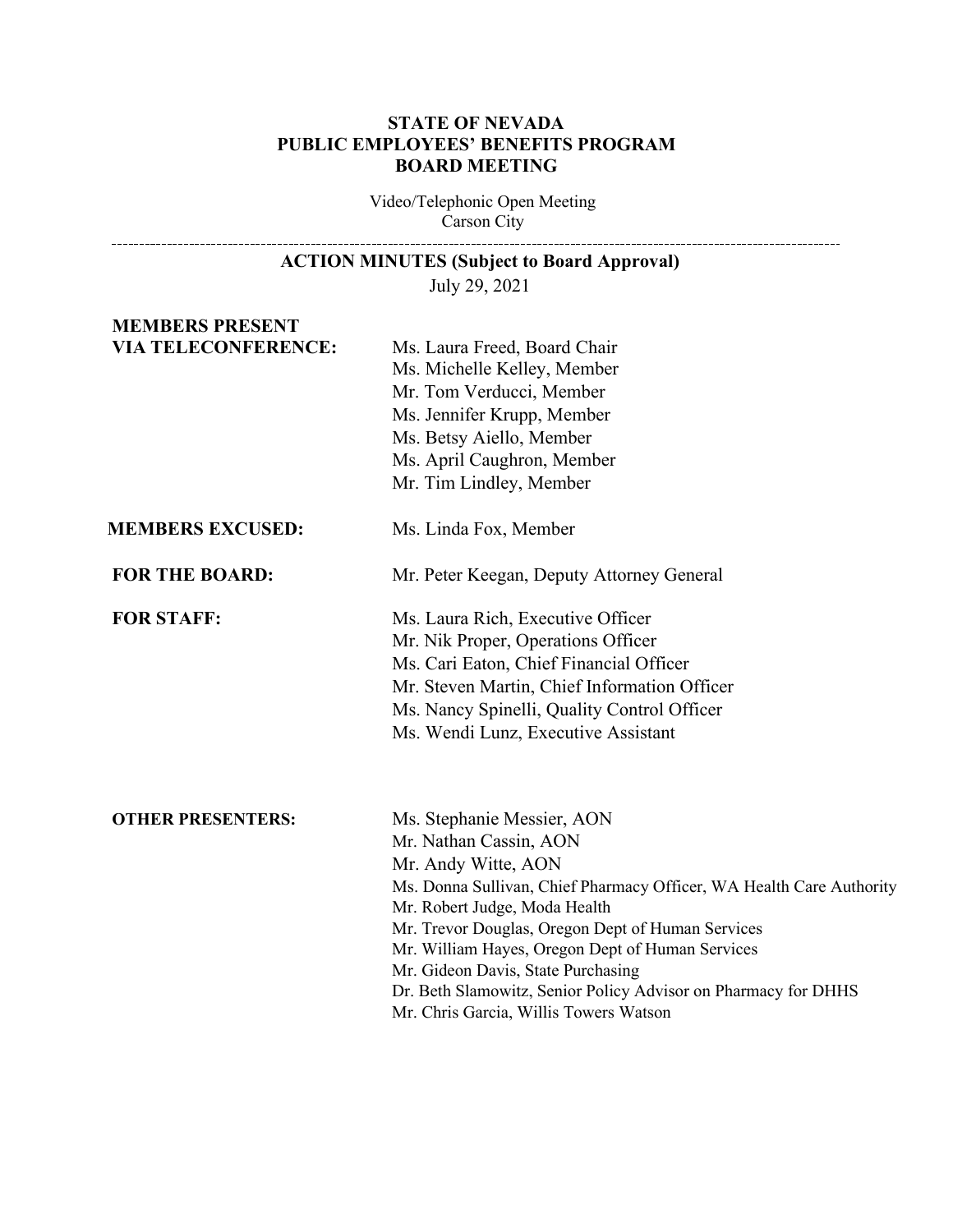# STATE OF NEVADA
# PUBLIC EMPLOYEES' BENEFITS PROGRAM
# BOARD MEETING

Video/Telephonic Open Meeting
Carson City

---

## ACTION MINUTES (Subject to Board Approval)

July 29, 2021

**MEMBERS PRESENT VIA TELECONFERENCE:**
Ms. Laura Freed, Board Chair
Ms. Michelle Kelley, Member
Mr. Tom Verducci, Member
Ms. Jennifer Krupp, Member
Ms. Betsy Aiello, Member
Ms. April Caughron, Member
Mr. Tim Lindley, Member

**MEMBERS EXCUSED:**
Ms. Linda Fox, Member

**FOR THE BOARD:**
Mr. Peter Keegan, Deputy Attorney General

**FOR STAFF:**
Ms. Laura Rich, Executive Officer
Mr. Nik Proper, Operations Officer
Ms. Cari Eaton, Chief Financial Officer
Mr. Steven Martin, Chief Information Officer
Ms. Nancy Spinelli, Quality Control Officer
Ms. Wendi Lunz, Executive Assistant

**OTHER PRESENTERS:**
Ms. Stephanie Messier, AON
Mr. Nathan Cassin, AON
Mr. Andy Witte, AON
Ms. Donna Sullivan, Chief Pharmacy Officer, WA Health Care Authority
Mr. Robert Judge, Moda Health
Mr. Trevor Douglas, Oregon Dept of Human Services
Mr. William Hayes, Oregon Dept of Human Services
Mr. Gideon Davis, State Purchasing
Dr. Beth Slamowitz, Senior Policy Advisor on Pharmacy for DHHS
Mr. Chris Garcia, Willis Towers Watson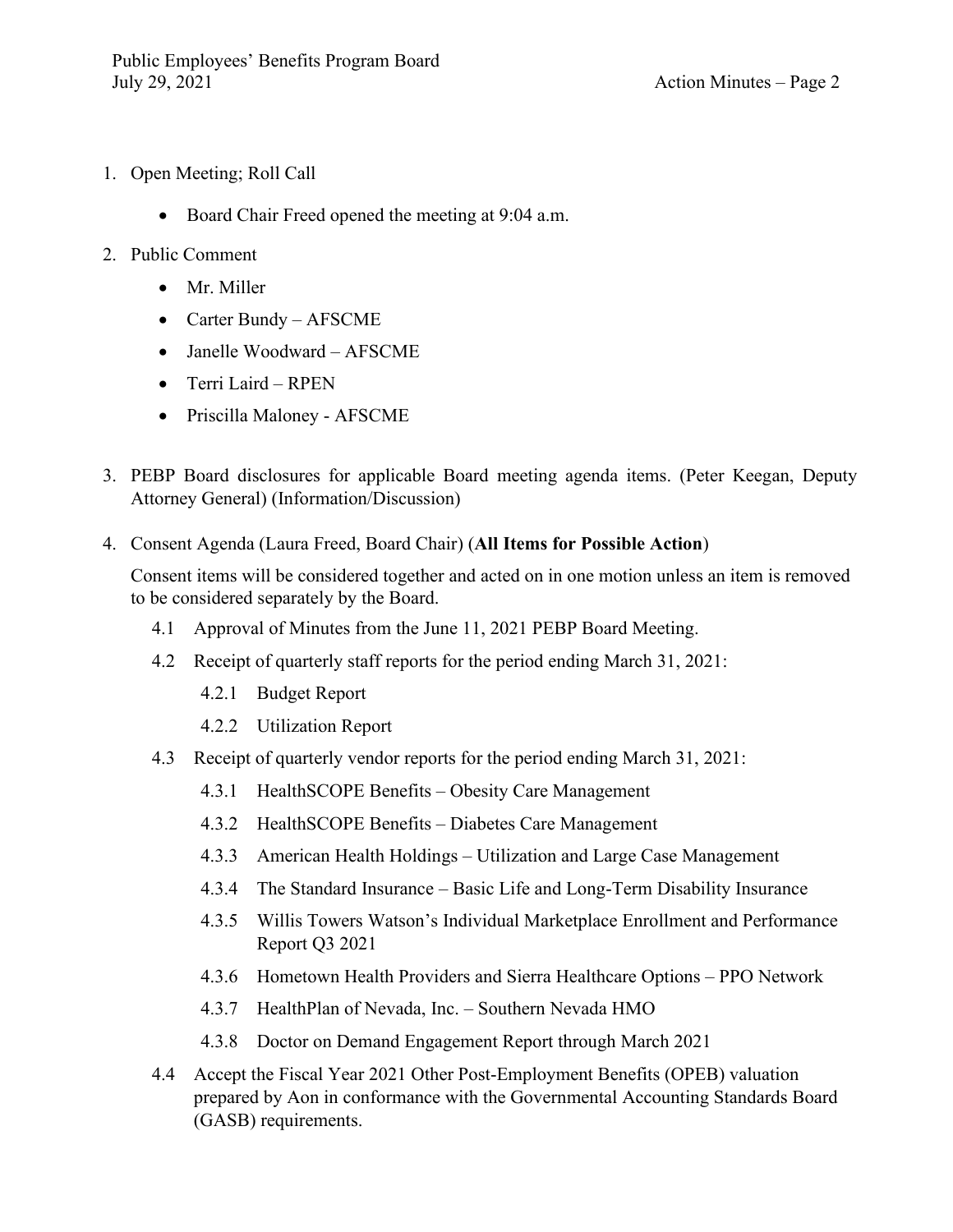1. Open Meeting; Roll Call

    - Board Chair Freed opened the meeting at 9:04 a.m.

2. Public Comment

    - Mr. Miller
    - Carter Bundy – AFSCME
    - Janelle Woodward – AFSCME
    - Terri Laird – RPEN
    - Priscilla Maloney - AFSCME

3. PEBP Board disclosures for applicable Board meeting agenda items. (Peter Keegan, Deputy Attorney General) (Information/Discussion)

4. Consent Agenda (Laura Freed, Board Chair) (**All Items for Possible Action**)

    Consent items will be considered together and acted on in one motion unless an item is removed to be considered separately by the Board.

    4.1 Approval of Minutes from the June 11, 2021 PEBP Board Meeting.

    4.2 Receipt of quarterly staff reports for the period ending March 31, 2021:

    4.2.1 Budget Report

    4.2.2 Utilization Report

    4.3 Receipt of quarterly vendor reports for the period ending March 31, 2021:

    4.3.1 HealthSCOPE Benefits – Obesity Care Management

    4.3.2 HealthSCOPE Benefits – Diabetes Care Management

    4.3.3 American Health Holdings – Utilization and Large Case Management

    4.3.4 The Standard Insurance – Basic Life and Long-Term Disability Insurance

    4.3.5 Willis Towers Watson's Individual Marketplace Enrollment and Performance Report Q3 2021

    4.3.6 Hometown Health Providers and Sierra Healthcare Options – PPO Network

    4.3.7 HealthPlan of Nevada, Inc. – Southern Nevada HMO

    4.3.8 Doctor on Demand Engagement Report through March 2021

    4.4 Accept the Fiscal Year 2021 Other Post-Employment Benefits (OPEB) valuation prepared by Aon in conformance with the Governmental Accounting Standards Board (GASB) requirements.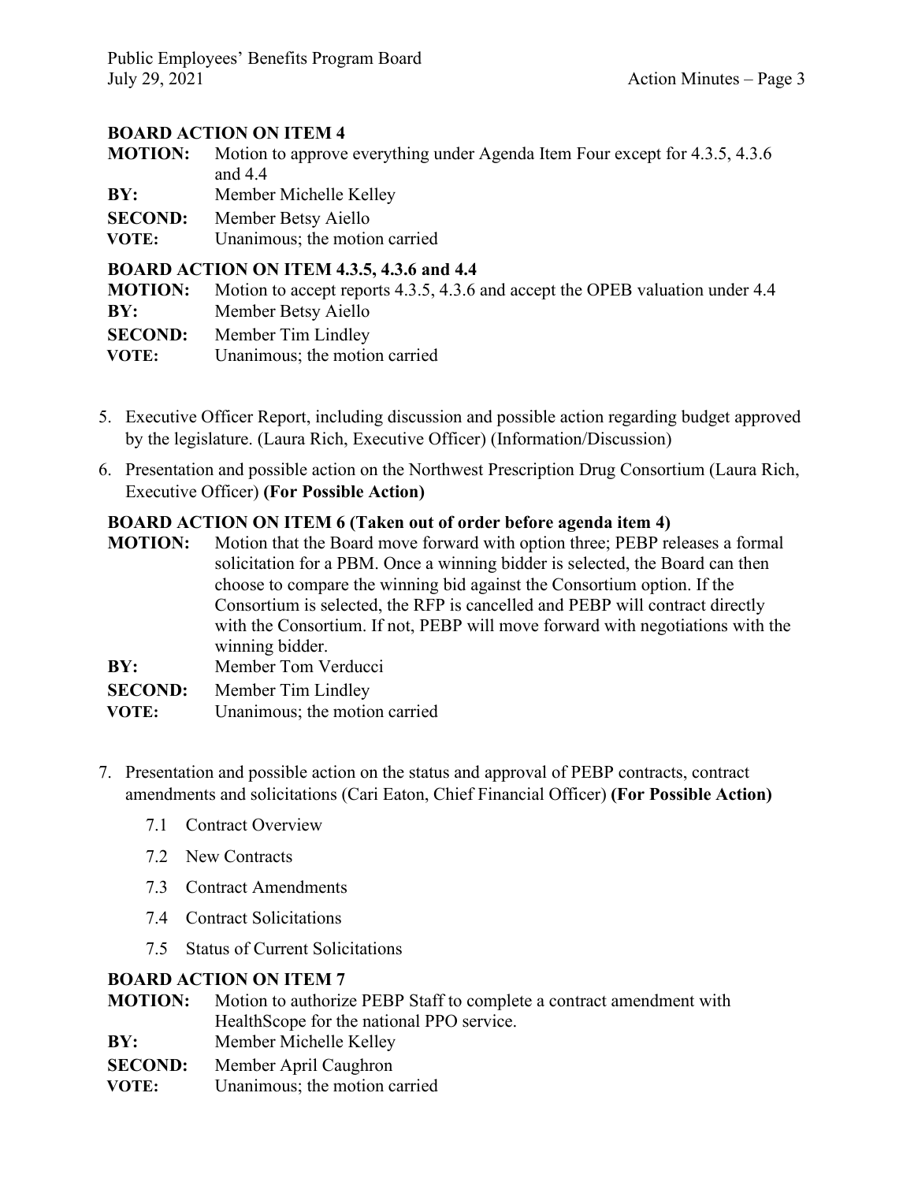**BOARD ACTION ON ITEM 4**

**MOTION:** Motion to approve everything under Agenda Item Four except for 4.3.5, 4.3.6 and 4.4
**BY:** Member Michelle Kelley
**SECOND:** Member Betsy Aiello
**VOTE:** Unanimous; the motion carried

**BOARD ACTION ON ITEM 4.3.5, 4.3.6 and 4.4**

**MOTION:** Motion to accept reports 4.3.5, 4.3.6 and accept the OPEB valuation under 4.4
**BY:** Member Betsy Aiello
**SECOND:** Member Tim Lindley
**VOTE:** Unanimous; the motion carried

5. Executive Officer Report, including discussion and possible action regarding budget approved by the legislature. (Laura Rich, Executive Officer) (Information/Discussion)

6. Presentation and possible action on the Northwest Prescription Drug Consortium (Laura Rich, Executive Officer) **(For Possible Action)**

**BOARD ACTION ON ITEM 6 (Taken out of order before agenda item 4)**

**MOTION:** Motion that the Board move forward with option three; PEBP releases a formal solicitation for a PBM. Once a winning bidder is selected, the Board can then choose to compare the winning bid against the Consortium option. If the Consortium is selected, the RFP is cancelled and PEBP will contract directly with the Consortium. If not, PEBP will move forward with negotiations with the winning bidder.
**BY:** Member Tom Verducci
**SECOND:** Member Tim Lindley
**VOTE:** Unanimous; the motion carried

7. Presentation and possible action on the status and approval of PEBP contracts, contract amendments and solicitations (Cari Eaton, Chief Financial Officer) **(For Possible Action)**

   7.1 Contract Overview

   7.2 New Contracts

   7.3 Contract Amendments

   7.4 Contract Solicitations

   7.5 Status of Current Solicitations

**BOARD ACTION ON ITEM 7**

**MOTION:** Motion to authorize PEBP Staff to complete a contract amendment with HealthScope for the national PPO service.
**BY:** Member Michelle Kelley
**SECOND:** Member April Caughron
**VOTE:** Unanimous; the motion carried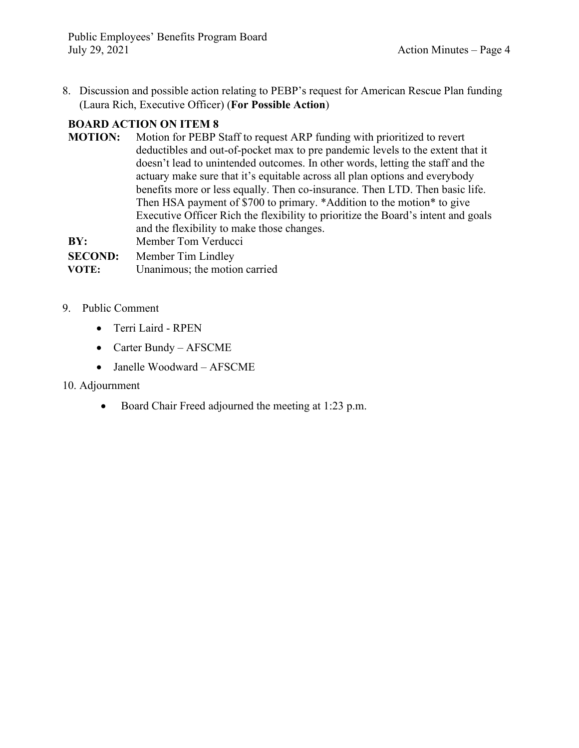8. Discussion and possible action relating to PEBP's request for American Rescue Plan funding (Laura Rich, Executive Officer) (**For Possible Action**)

**BOARD ACTION ON ITEM 8**

**MOTION:** Motion for PEBP Staff to request ARP funding with prioritized to revert deductibles and out-of-pocket max to pre pandemic levels to the extent that it doesn't lead to unintended outcomes. In other words, letting the staff and the actuary make sure that it's equitable across all plan options and everybody benefits more or less equally. Then co-insurance. Then LTD. Then basic life. Then HSA payment of $700 to primary. *Addition to the motion* to give Executive Officer Rich the flexibility to prioritize the Board's intent and goals and the flexibility to make those changes.

**BY:** Member Tom Verducci

**SECOND:** Member Tim Lindley

**VOTE:** Unanimous; the motion carried

9. Public Comment

- Terri Laird - RPEN
- Carter Bundy – AFSCME
- Janelle Woodward – AFSCME

10. Adjournment

- Board Chair Freed adjourned the meeting at 1:23 p.m.